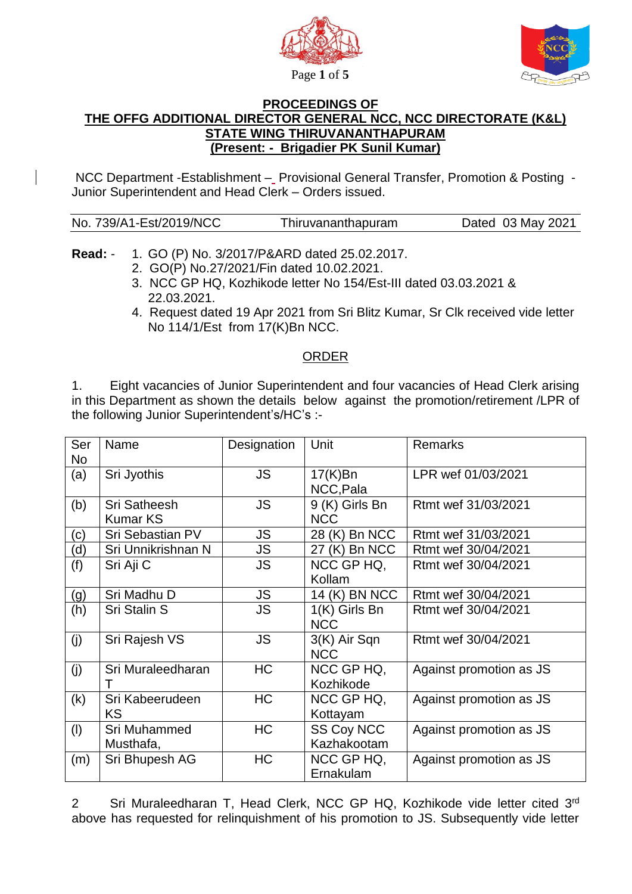## PROCEEDINGS OF
## THE OFFG ADDITIONAL DIRECTOR GENERAL NCC, NCC DIRECTORATE (K&L) STATE WING THIRUVANANTHAPURAM
## (Present: - Brigadier PK Sunil Kumar)

NCC Department -Establishment – Provisional General Transfer, Promotion & Posting - Junior Superintendent and Head Clerk – Orders issued.

| No. 739/A1-Est/2019/NCC | Thiruvananthapuram | Dated 03 May 2021 |
|---|---|---|

**Read:** -
1. GO (P) No. 3/2017/P&ARD dated 25.02.2017.
2. GO(P) No.27/2021/Fin dated 10.02.2021.
3. NCC GP HQ, Kozhikode letter No 154/Est-III dated 03.03.2021 & 22.03.2021.
4. Request dated 19 Apr 2021 from Sri Blitz Kumar, Sr Clk received vide letter No 114/1/Est from 17(K)Bn NCC.

### ORDER

1. Eight vacancies of Junior Superintendent and four vacancies of Head Clerk arising in this Department as shown the details below against the promotion/retirement /LPR of the following Junior Superintendent's/HC's :-

| Ser No | Name | Designation | Unit | Remarks |
|---|---|---|---|---|
| (a) | Sri Jyothis | JS | 17(K)Bn NCC,Pala | LPR wef 01/03/2021 |
| (b) | Sri Satheesh Kumar KS | JS | 9 (K) Girls Bn NCC | Rtmt wef 31/03/2021 |
| (c) | Sri Sebastian PV | JS | 28 (K) Bn NCC | Rtmt wef 31/03/2021 |
| (d) | Sri Unnikrishnan N | JS | 27 (K) Bn NCC | Rtmt wef 30/04/2021 |
| (f) | Sri Aji C | JS | NCC GP HQ, Kollam | Rtmt wef 30/04/2021 |
| (g) | Sri Madhu D | JS | 14 (K) BN NCC | Rtmt wef 30/04/2021 |
| (h) | Sri Stalin S | JS | 1(K) Girls Bn NCC | Rtmt wef 30/04/2021 |
| (j) | Sri Rajesh VS | JS | 3(K) Air Sqn NCC | Rtmt wef 30/04/2021 |
| (j) | Sri Muraleedharan T | HC | NCC GP HQ, Kozhikode | Against promotion as JS |
| (k) | Sri Kabeerudeen KS | HC | NCC GP HQ, Kottayam | Against promotion as JS |
| (l) | Sri Muhammed Musthafa, | HC | SS Coy NCC Kazhakootam | Against promotion as JS |
| (m) | Sri Bhupesh AG | HC | NCC GP HQ, Ernakulam | Against promotion as JS |

2 Sri Muraleedharan T, Head Clerk, NCC GP HQ, Kozhikode vide letter cited 3rd above has requested for relinquishment of his promotion to JS. Subsequently vide letter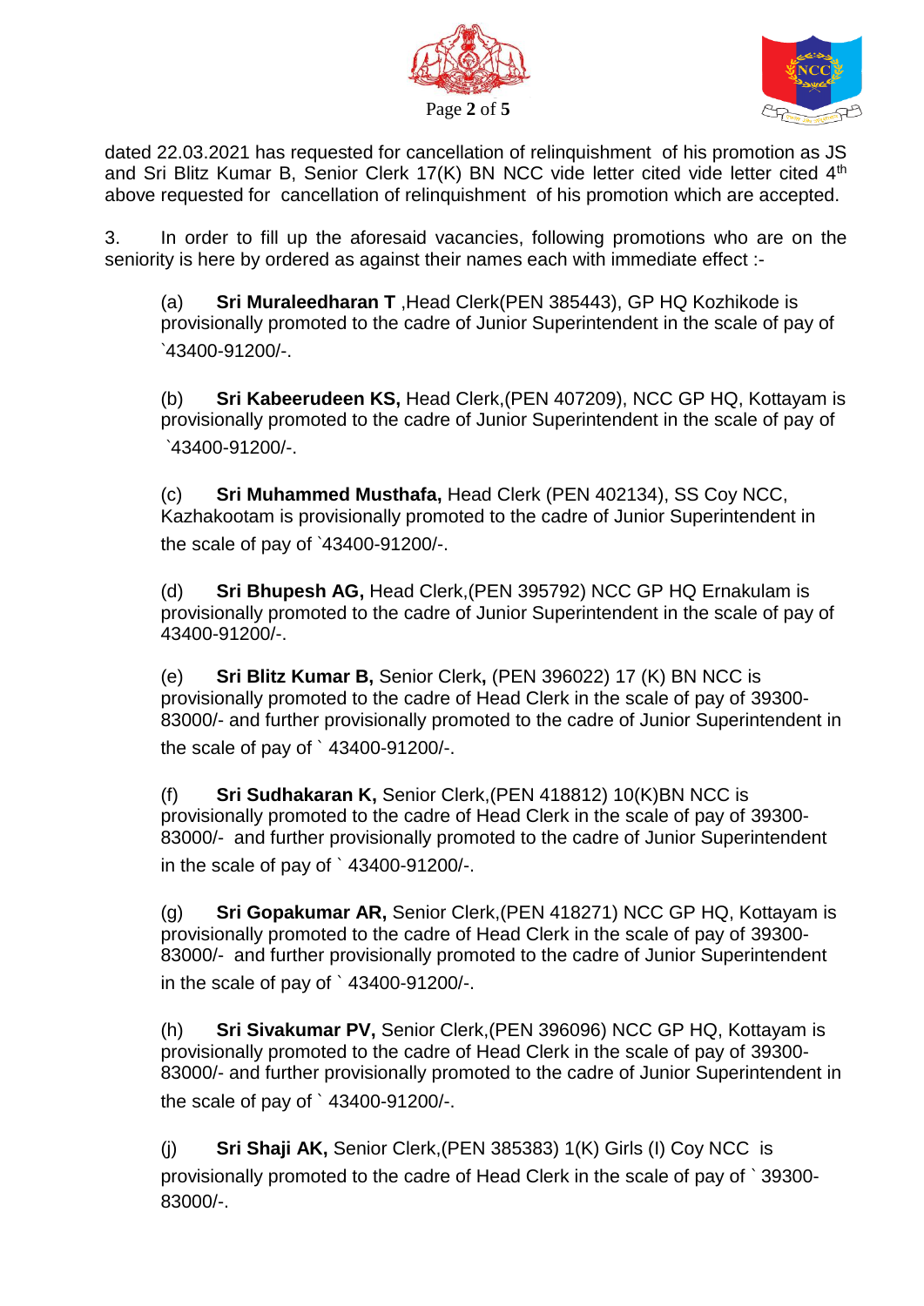dated 22.03.2021 has requested for cancellation of relinquishment of his promotion as JS and Sri Blitz Kumar B, Senior Clerk 17(K) BN NCC vide letter cited vide letter cited 4[th] above requested for cancellation of relinquishment of his promotion which are accepted.

3. In order to fill up the aforesaid vacancies, following promotions who are on the seniority is here by ordered as against their names each with immediate effect :-

(a) **Sri Muraleedharan T** ,Head Clerk(PEN 385443), GP HQ Kozhikode is provisionally promoted to the cadre of Junior Superintendent in the scale of pay of `43400-91200/-.

(b) **Sri Kabeerudeen KS,** Head Clerk,(PEN 407209), NCC GP HQ, Kottayam is provisionally promoted to the cadre of Junior Superintendent in the scale of pay of `43400-91200/-.

(c) **Sri Muhammed Musthafa,** Head Clerk (PEN 402134), SS Coy NCC, Kazhakootam is provisionally promoted to the cadre of Junior Superintendent in the scale of pay of `43400-91200/-.

(d) **Sri Bhupesh AG,** Head Clerk,(PEN 395792) NCC GP HQ Ernakulam is provisionally promoted to the cadre of Junior Superintendent in the scale of pay of 43400-91200/-.

(e) **Sri Blitz Kumar B,** Senior Clerk**,** (PEN 396022) 17 (K) BN NCC is provisionally promoted to the cadre of Head Clerk in the scale of pay of 39300-83000/- and further provisionally promoted to the cadre of Junior Superintendent in the scale of pay of ` 43400-91200/-.

(f) **Sri Sudhakaran K,** Senior Clerk,(PEN 418812) 10(K)BN NCC is provisionally promoted to the cadre of Head Clerk in the scale of pay of 39300-83000/- and further provisionally promoted to the cadre of Junior Superintendent in the scale of pay of ` 43400-91200/-.

(g) **Sri Gopakumar AR,** Senior Clerk,(PEN 418271) NCC GP HQ, Kottayam is provisionally promoted to the cadre of Head Clerk in the scale of pay of 39300-83000/- and further provisionally promoted to the cadre of Junior Superintendent in the scale of pay of ` 43400-91200/-.

(h) **Sri Sivakumar PV,** Senior Clerk,(PEN 396096) NCC GP HQ, Kottayam is provisionally promoted to the cadre of Head Clerk in the scale of pay of 39300-83000/- and further provisionally promoted to the cadre of Junior Superintendent in the scale of pay of ` 43400-91200/-.

(j) **Sri Shaji AK,** Senior Clerk,(PEN 385383) 1(K) Girls (I) Coy NCC is provisionally promoted to the cadre of Head Clerk in the scale of pay of ` 39300-83000/-.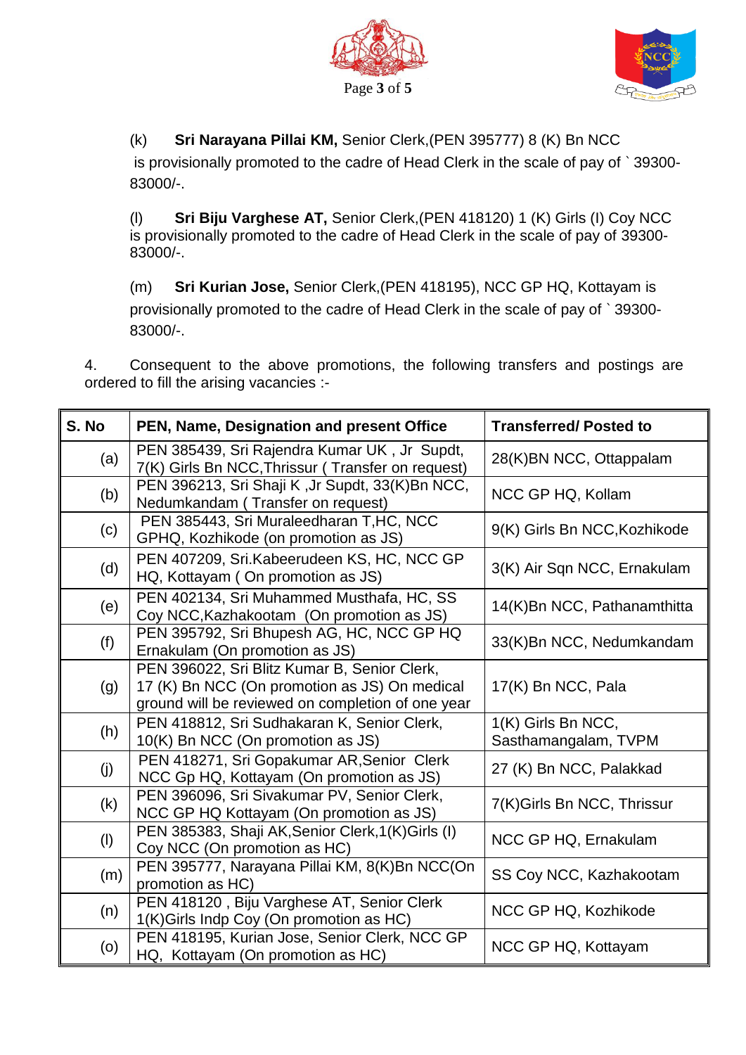(k) **Sri Narayana Pillai KM,** Senior Clerk,(PEN 395777) 8 (K) Bn NCC is provisionally promoted to the cadre of Head Clerk in the scale of pay of ` 39300-83000/-.

(l) **Sri Biju Varghese AT,** Senior Clerk,(PEN 418120) 1 (K) Girls (I) Coy NCC is provisionally promoted to the cadre of Head Clerk in the scale of pay of 39300-83000/-.

(m) **Sri Kurian Jose,** Senior Clerk,(PEN 418195), NCC GP HQ, Kottayam is provisionally promoted to the cadre of Head Clerk in the scale of pay of ` 39300-83000/-.

4. Consequent to the above promotions, the following transfers and postings are ordered to fill the arising vacancies :-

| S. No | PEN, Name, Designation and present Office | Transferred/ Posted to |
|---|---|---|
| (a) | PEN 385439, Sri Rajendra Kumar UK , Jr Supdt, 7(K) Girls Bn NCC,Thrissur ( Transfer on request) | 28(K)BN NCC, Ottappalam |
| (b) | PEN 396213, Sri Shaji K ,Jr Supdt, 33(K)Bn NCC, Nedumkandam ( Transfer on request) | NCC GP HQ, Kollam |
| (c) | PEN 385443, Sri Muraleedharan T,HC, NCC GPHQ, Kozhikode (on promotion as JS) | 9(K) Girls Bn NCC,Kozhikode |
| (d) | PEN 407209, Sri.Kabeerudeen KS, HC, NCC GP HQ, Kottayam ( On promotion as JS) | 3(K) Air Sqn NCC, Ernakulam |
| (e) | PEN 402134, Sri Muhammed Musthafa, HC, SS Coy NCC,Kazhakootam (On promotion as JS) | 14(K)Bn NCC, Pathanamthitta |
| (f) | PEN 395792, Sri Bhupesh AG, HC, NCC GP HQ Ernakulam (On promotion as JS) | 33(K)Bn NCC, Nedumkandam |
| (g) | PEN 396022, Sri Blitz Kumar B, Senior Clerk, 17 (K) Bn NCC (On promotion as JS) On medical ground will be reviewed on completion of one year | 17(K) Bn NCC, Pala |
| (h) | PEN 418812, Sri Sudhakaran K, Senior Clerk, 10(K) Bn NCC (On promotion as JS) | 1(K) Girls Bn NCC, Sasthamangalam, TVPM |
| (j) | PEN 418271, Sri Gopakumar AR,Senior Clerk NCC Gp HQ, Kottayam (On promotion as JS) | 27 (K) Bn NCC, Palakkad |
| (k) | PEN 396096, Sri Sivakumar PV, Senior Clerk, NCC GP HQ Kottayam (On promotion as JS) | 7(K)Girls Bn NCC, Thrissur |
| (l) | PEN 385383, Shaji AK,Senior Clerk,1(K)Girls (I) Coy NCC (On promotion as HC) | NCC GP HQ, Ernakulam |
| (m) | PEN 395777, Narayana Pillai KM, 8(K)Bn NCC(On promotion as HC) | SS Coy NCC, Kazhakootam |
| (n) | PEN 418120 , Biju Varghese AT, Senior Clerk 1(K)Girls Indp Coy (On promotion as HC) | NCC GP HQ, Kozhikode |
| (o) | PEN 418195, Kurian Jose, Senior Clerk, NCC GP HQ, Kottayam (On promotion as HC) | NCC GP HQ, Kottayam |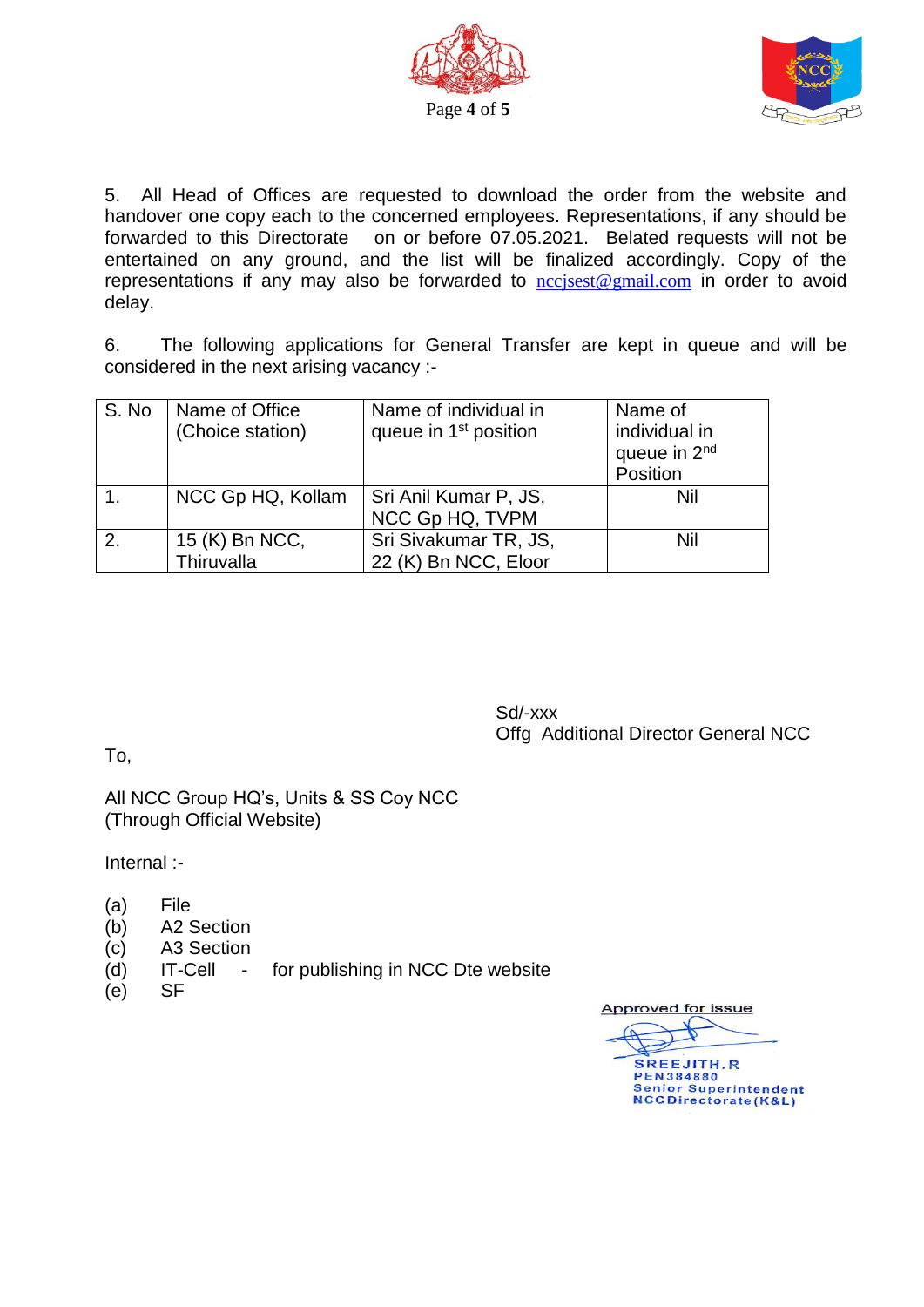5. All Head of Offices are requested to download the order from the website and handover one copy each to the concerned employees. Representations, if any should be forwarded to this Directorate on or before 07.05.2021. Belated requests will not be entertained on any ground, and the list will be finalized accordingly. Copy of the representations if any may also be forwarded to nccjsest@gmail.com in order to avoid delay.

6. The following applications for General Transfer are kept in queue and will be considered in the next arising vacancy :-

| S. No | Name of Office (Choice station) | Name of individual in queue in 1st position | Name of individual in queue in 2nd Position |
|---|---|---|---|
| 1. | NCC Gp HQ, Kollam | Sri Anil Kumar P, JS, NCC Gp HQ, TVPM | Nil |
| 2. | 15 (K) Bn NCC, Thiruvalla | Sri Sivakumar TR, JS, 22 (K) Bn NCC, Eloor | Nil |

Sd/-xxx
Offg Additional Director General NCC

To,

All NCC Group HQ's, Units & SS Coy NCC
(Through Official Website)

Internal :-

(a) File
(b) A2 Section
(c) A3 Section
(d) IT-Cell - for publishing in NCC Dte website
(e) SF

Approved for issue

SREEJITH.R
PEN384880
Senior Superintendent
NCC Directorate (K&L)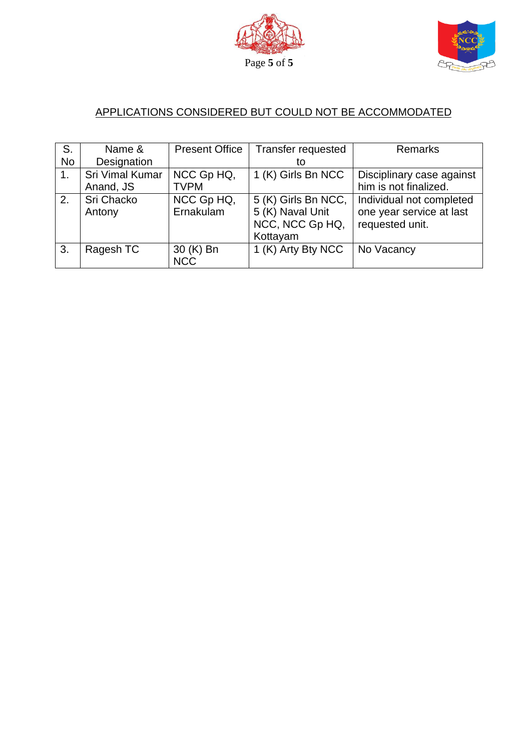## APPLICATIONS CONSIDERED BUT COULD NOT BE ACCOMMODATED

| S. No | Name & Designation | Present Office | Transfer requested to | Remarks |
|---|---|---|---|---|
| 1. | Sri Vimal Kumar Anand, JS | NCC Gp HQ, TVPM | 1 (K) Girls Bn NCC | Disciplinary case against him is not finalized. |
| 2. | Sri Chacko Antony | NCC Gp HQ, Ernakulam | 5 (K) Girls Bn NCC, 5 (K) Naval Unit NCC, NCC Gp HQ, Kottayam | Individual not completed one year service at last requested unit. |
| 3. | Ragesh TC | 30 (K) Bn NCC | 1 (K) Arty Bty NCC | No Vacancy |